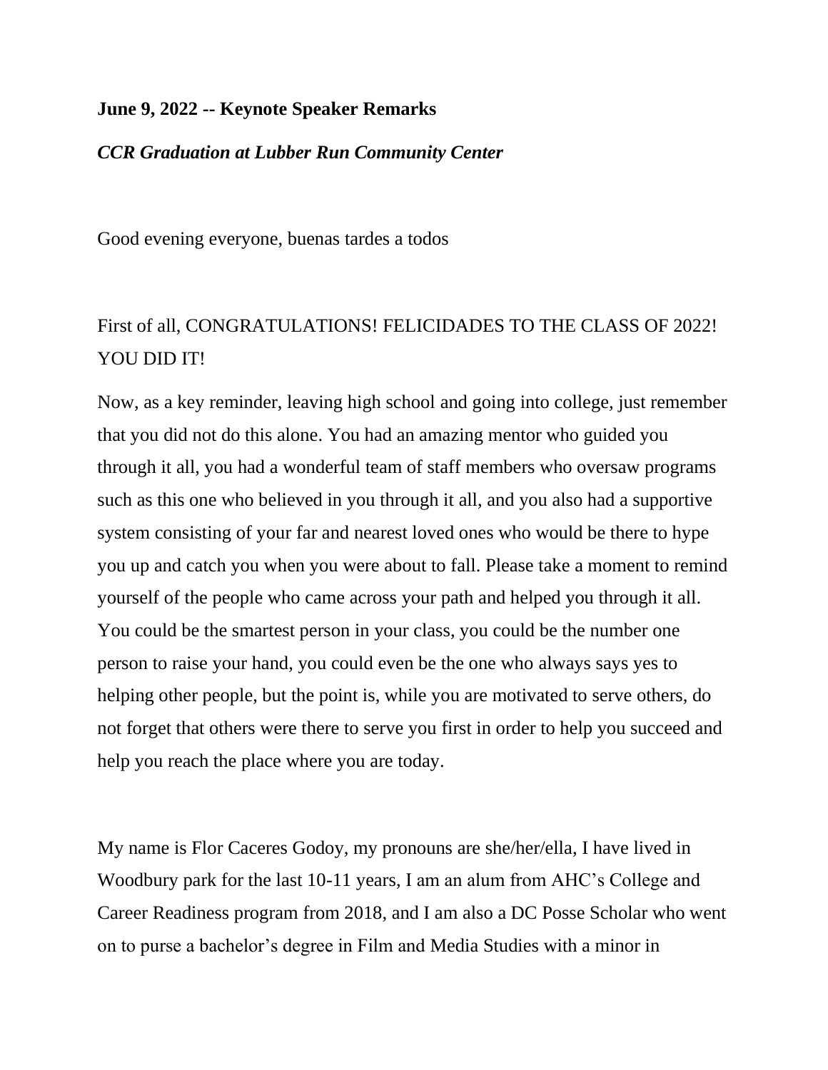**June 9, 2022 -- Keynote Speaker Remarks**

***CCR Graduation at Lubber Run Community Center***

Good evening everyone, buenas tardes a todos

First of all, CONGRATULATIONS! FELICIDADES TO THE CLASS OF 2022! YOU DID IT!

Now, as a key reminder, leaving high school and going into college, just remember that you did not do this alone. You had an amazing mentor who guided you through it all, you had a wonderful team of staff members who oversaw programs such as this one who believed in you through it all, and you also had a supportive system consisting of your far and nearest loved ones who would be there to hype you up and catch you when you were about to fall. Please take a moment to remind yourself of the people who came across your path and helped you through it all. You could be the smartest person in your class, you could be the number one person to raise your hand, you could even be the one who always says yes to helping other people, but the point is, while you are motivated to serve others, do not forget that others were there to serve you first in order to help you succeed and help you reach the place where you are today.

My name is Flor Caceres Godoy, my pronouns are she/her/ella, I have lived in Woodbury park for the last 10-11 years, I am an alum from AHC's College and Career Readiness program from 2018, and I am also a DC Posse Scholar who went on to purse a bachelor's degree in Film and Media Studies with a minor in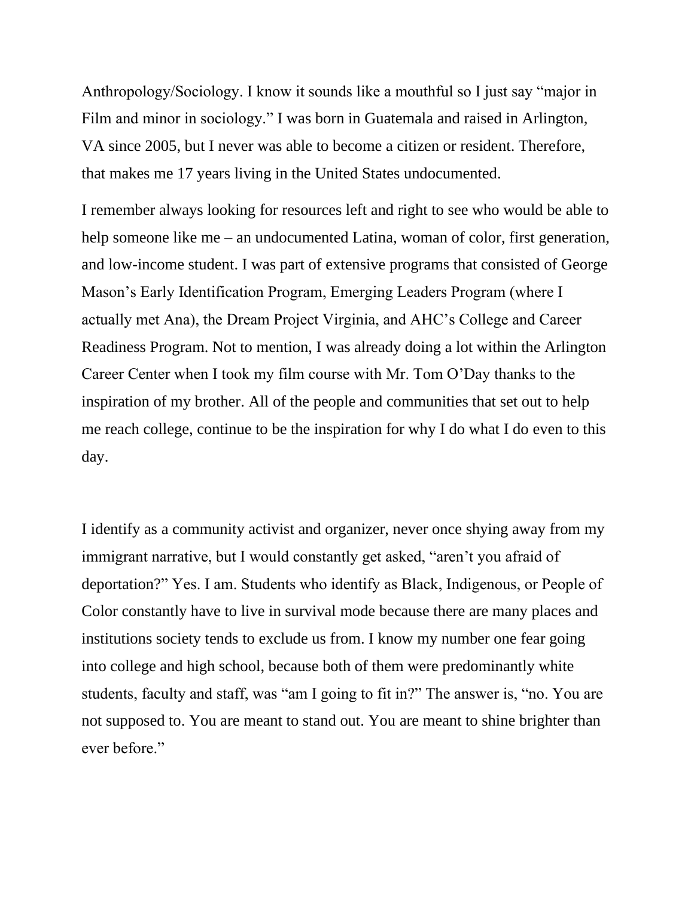Anthropology/Sociology. I know it sounds like a mouthful so I just say "major in Film and minor in sociology." I was born in Guatemala and raised in Arlington, VA since 2005, but I never was able to become a citizen or resident. Therefore, that makes me 17 years living in the United States undocumented.

I remember always looking for resources left and right to see who would be able to help someone like me – an undocumented Latina, woman of color, first generation, and low-income student. I was part of extensive programs that consisted of George Mason's Early Identification Program, Emerging Leaders Program (where I actually met Ana), the Dream Project Virginia, and AHC's College and Career Readiness Program. Not to mention, I was already doing a lot within the Arlington Career Center when I took my film course with Mr. Tom O'Day thanks to the inspiration of my brother. All of the people and communities that set out to help me reach college, continue to be the inspiration for why I do what I do even to this day.

I identify as a community activist and organizer, never once shying away from my immigrant narrative, but I would constantly get asked, "aren't you afraid of deportation?" Yes. I am. Students who identify as Black, Indigenous, or People of Color constantly have to live in survival mode because there are many places and institutions society tends to exclude us from. I know my number one fear going into college and high school, because both of them were predominantly white students, faculty and staff, was "am I going to fit in?" The answer is, "no. You are not supposed to. You are meant to stand out. You are meant to shine brighter than ever before."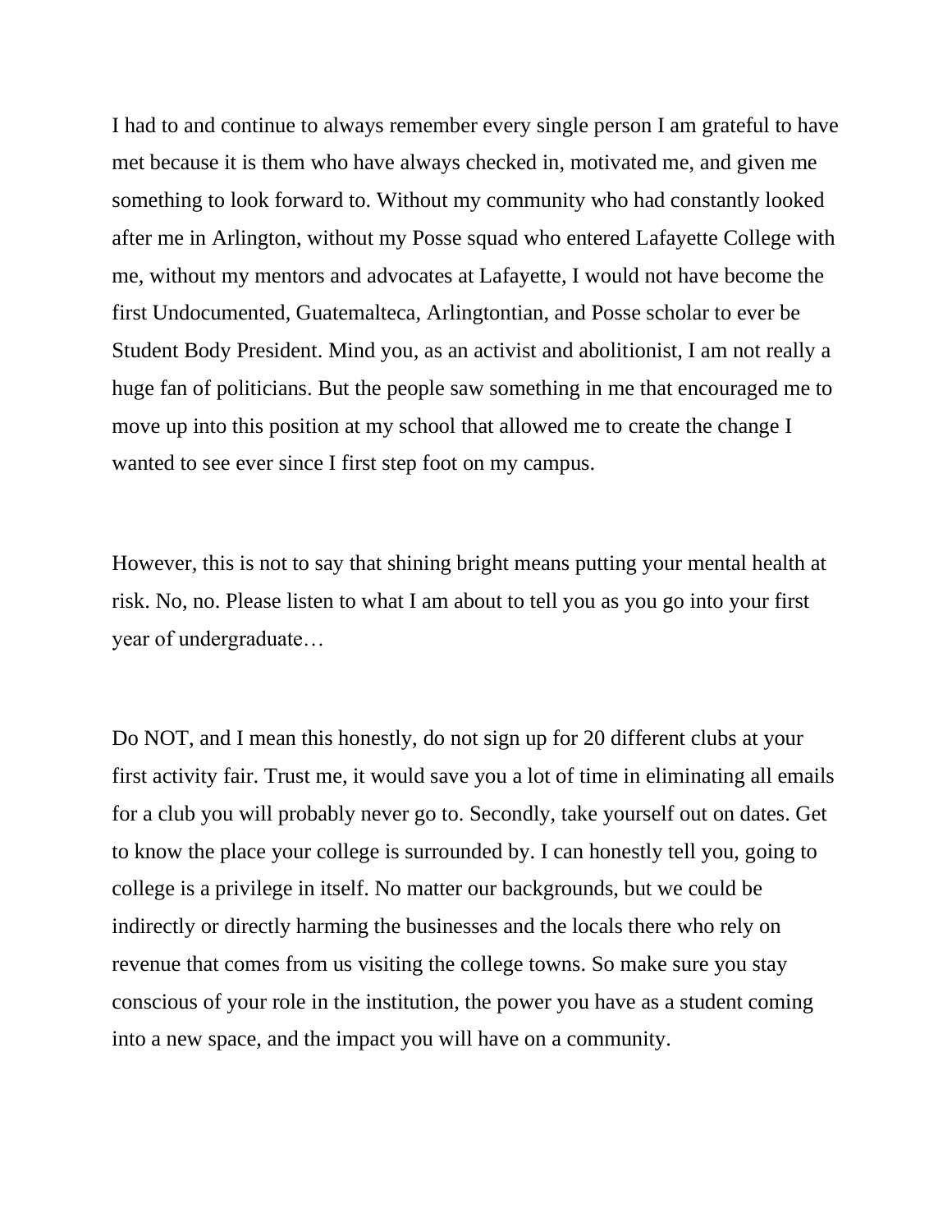I had to and continue to always remember every single person I am grateful to have met because it is them who have always checked in, motivated me, and given me something to look forward to. Without my community who had constantly looked after me in Arlington, without my Posse squad who entered Lafayette College with me, without my mentors and advocates at Lafayette, I would not have become the first Undocumented, Guatemalteca, Arlingtontian, and Posse scholar to ever be Student Body President. Mind you, as an activist and abolitionist, I am not really a huge fan of politicians. But the people saw something in me that encouraged me to move up into this position at my school that allowed me to create the change I wanted to see ever since I first step foot on my campus.

However, this is not to say that shining bright means putting your mental health at risk. No, no. Please listen to what I am about to tell you as you go into your first year of undergraduate…

Do NOT, and I mean this honestly, do not sign up for 20 different clubs at your first activity fair. Trust me, it would save you a lot of time in eliminating all emails for a club you will probably never go to. Secondly, take yourself out on dates. Get to know the place your college is surrounded by. I can honestly tell you, going to college is a privilege in itself. No matter our backgrounds, but we could be indirectly or directly harming the businesses and the locals there who rely on revenue that comes from us visiting the college towns. So make sure you stay conscious of your role in the institution, the power you have as a student coming into a new space, and the impact you will have on a community.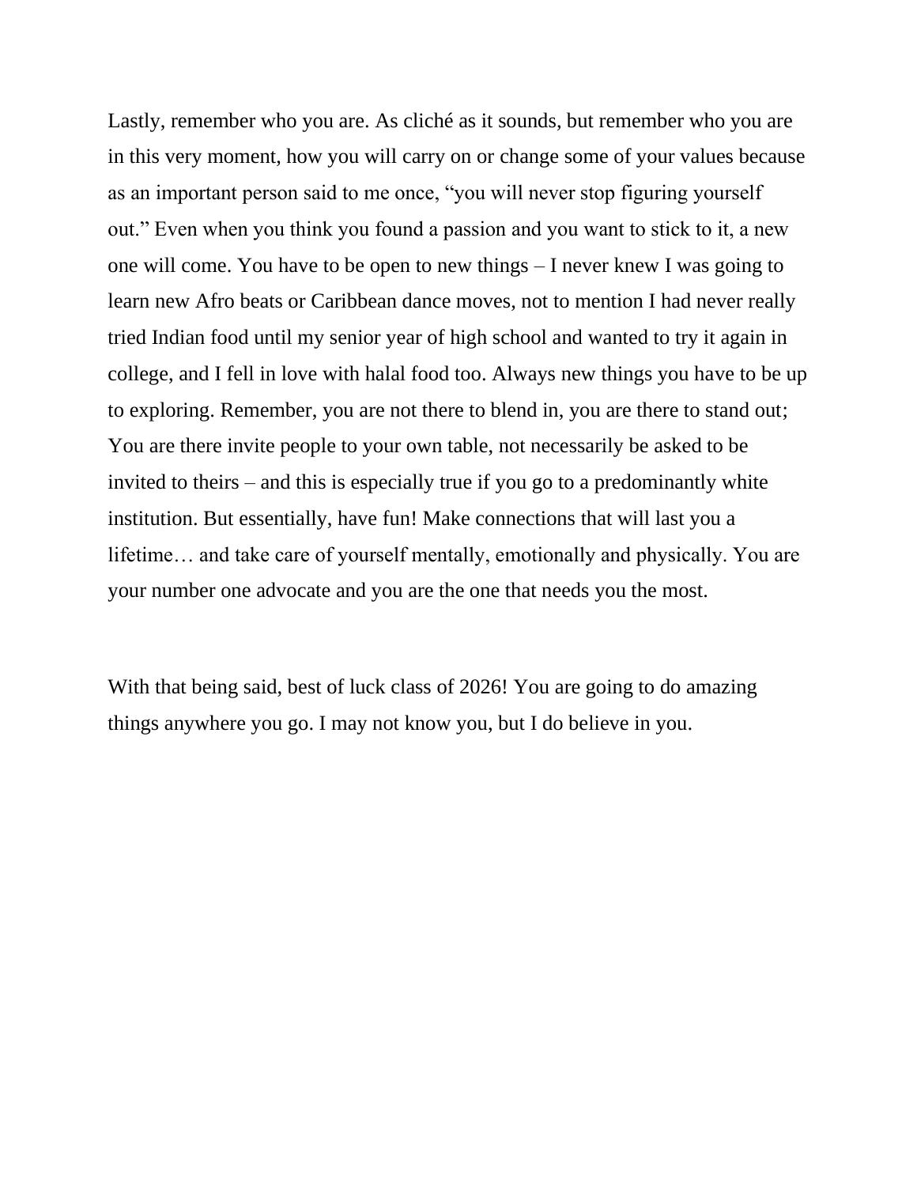Lastly, remember who you are. As cliché as it sounds, but remember who you are in this very moment, how you will carry on or change some of your values because as an important person said to me once, "you will never stop figuring yourself out." Even when you think you found a passion and you want to stick to it, a new one will come. You have to be open to new things – I never knew I was going to learn new Afro beats or Caribbean dance moves, not to mention I had never really tried Indian food until my senior year of high school and wanted to try it again in college, and I fell in love with halal food too. Always new things you have to be up to exploring. Remember, you are not there to blend in, you are there to stand out; You are there invite people to your own table, not necessarily be asked to be invited to theirs – and this is especially true if you go to a predominantly white institution. But essentially, have fun! Make connections that will last you a lifetime… and take care of yourself mentally, emotionally and physically. You are your number one advocate and you are the one that needs you the most.

With that being said, best of luck class of 2026! You are going to do amazing things anywhere you go. I may not know you, but I do believe in you.